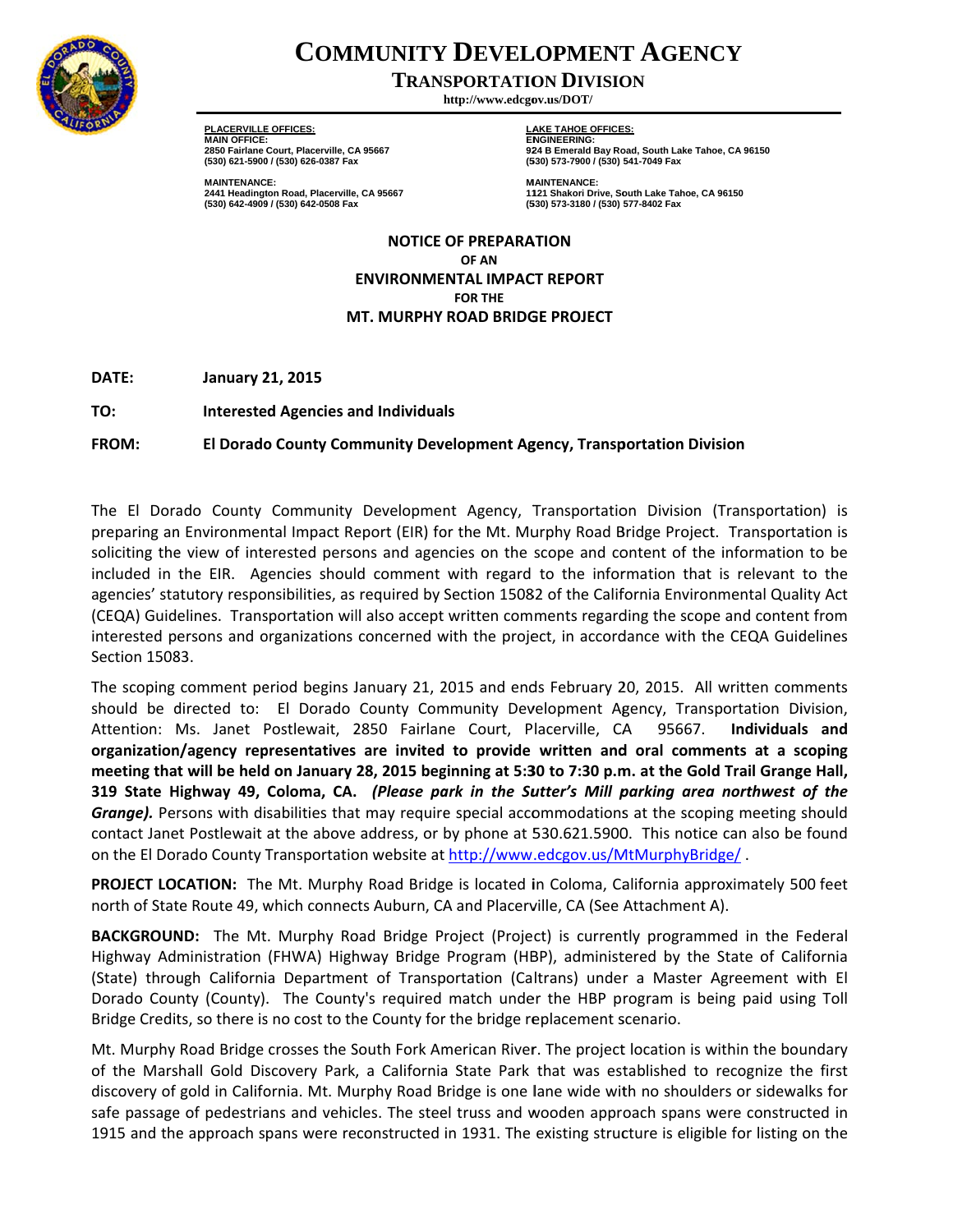# COMMUNITY DEVELOPMENT AGENCY

## TRANSPORTATION DIVISION

http://www.edcgov.us/DOT/

**PLACERVILLE OFFICES:**
**MAIN OFFICE:**
2850 Fairlane Court, Placerville, CA 95667
(530) 621-5900 / (530) 626-0387 Fax

**MAINTENANCE:**
2441 Headington Road, Placerville, CA 95667
(530) 642-4909 / (530) 642-0508 Fax

**LAKE TAHOE OFFICES:**
**ENGINEERING:**
924 B Emerald Bay Road, South Lake Tahoe, CA 96150
(530) 573-7900 / (530) 541-7049 Fax

**MAINTENANCE:**
1121 Shakori Drive, South Lake Tahoe, CA 96150
(530) 573-3180 / (530) 577-8402 Fax

**NOTICE OF PREPARATION**
**OF AN**
**ENVIRONMENTAL IMPACT REPORT**
**FOR THE**
**MT. MURPHY ROAD BRIDGE PROJECT**

**DATE:** **January 21, 2015**

**TO:** **Interested Agencies and Individuals**

**FROM:** **El Dorado County Community Development Agency, Transportation Division**

The El Dorado County Community Development Agency, Transportation Division (Transportation) is preparing an Environmental Impact Report (EIR) for the Mt. Murphy Road Bridge Project. Transportation is soliciting the view of interested persons and agencies on the scope and content of the information to be included in the EIR. Agencies should comment with regard to the information that is relevant to the agencies' statutory responsibilities, as required by Section 15082 of the California Environmental Quality Act (CEQA) Guidelines. Transportation will also accept written comments regarding the scope and content from interested persons and organizations concerned with the project, in accordance with the CEQA Guidelines Section 15083.

The scoping comment period begins January 21, 2015 and ends February 20, 2015. All written comments should be directed to: El Dorado County Community Development Agency, Transportation Division, Attention: Ms. Janet Postlewait, 2850 Fairlane Court, Placerville, CA 95667. **Individuals and organization/agency representatives are invited to provide written and oral comments at a scoping meeting that will be held on January 28, 2015 beginning at 5:30 to 7:30 p.m. at the Gold Trail Grange Hall, 319 State Highway 49, Coloma, CA.** ***(Please park in the Sutter's Mill parking area northwest of the Grange).*** Persons with disabilities that may require special accommodations at the scoping meeting should contact Janet Postlewait at the above address, or by phone at 530.621.5900. This notice can also be found on the El Dorado County Transportation website at http://www.edcgov.us/MtMurphyBridge/ .

**PROJECT LOCATION:** The Mt. Murphy Road Bridge is located in Coloma, California approximately 500 feet north of State Route 49, which connects Auburn, CA and Placerville, CA (See Attachment A).

**BACKGROUND:** The Mt. Murphy Road Bridge Project (Project) is currently programmed in the Federal Highway Administration (FHWA) Highway Bridge Program (HBP), administered by the State of California (State) through California Department of Transportation (Caltrans) under a Master Agreement with El Dorado County (County). The County's required match under the HBP program is being paid using Toll Bridge Credits, so there is no cost to the County for the bridge replacement scenario.

Mt. Murphy Road Bridge crosses the South Fork American River. The project location is within the boundary of the Marshall Gold Discovery Park, a California State Park that was established to recognize the first discovery of gold in California. Mt. Murphy Road Bridge is one lane wide with no shoulders or sidewalks for safe passage of pedestrians and vehicles. The steel truss and wooden approach spans were constructed in 1915 and the approach spans were reconstructed in 1931. The existing structure is eligible for listing on the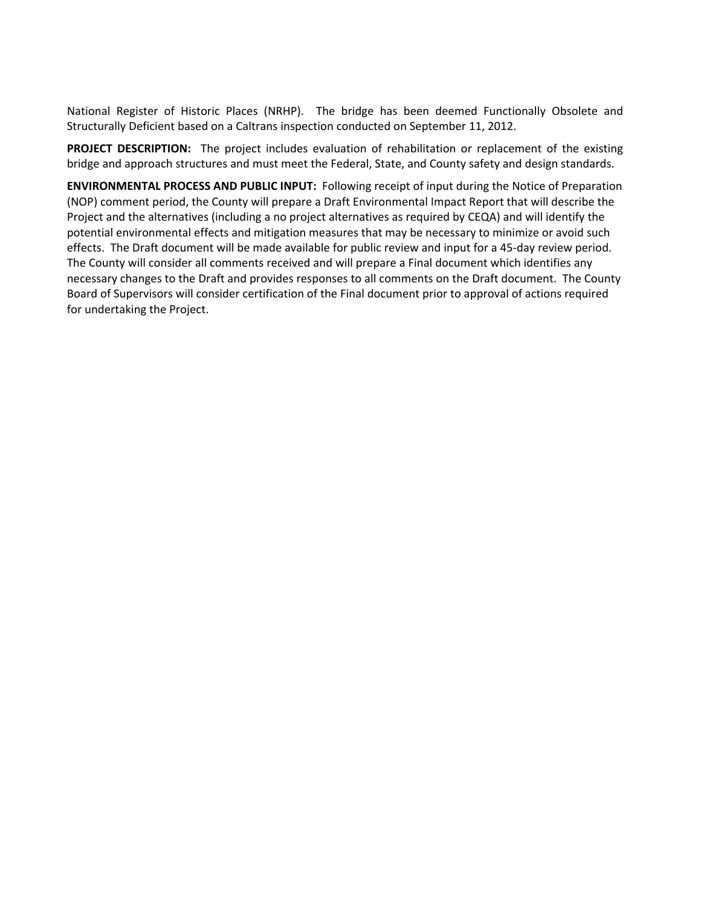National Register of Historic Places (NRHP). The bridge has been deemed Functionally Obsolete and Structurally Deficient based on a Caltrans inspection conducted on September 11, 2012.

**PROJECT DESCRIPTION:** The project includes evaluation of rehabilitation or replacement of the existing bridge and approach structures and must meet the Federal, State, and County safety and design standards.

**ENVIRONMENTAL PROCESS AND PUBLIC INPUT:** Following receipt of input during the Notice of Preparation (NOP) comment period, the County will prepare a Draft Environmental Impact Report that will describe the Project and the alternatives (including a no project alternatives as required by CEQA) and will identify the potential environmental effects and mitigation measures that may be necessary to minimize or avoid such effects. The Draft document will be made available for public review and input for a 45-day review period. The County will consider all comments received and will prepare a Final document which identifies any necessary changes to the Draft and provides responses to all comments on the Draft document. The County Board of Supervisors will consider certification of the Final document prior to approval of actions required for undertaking the Project.